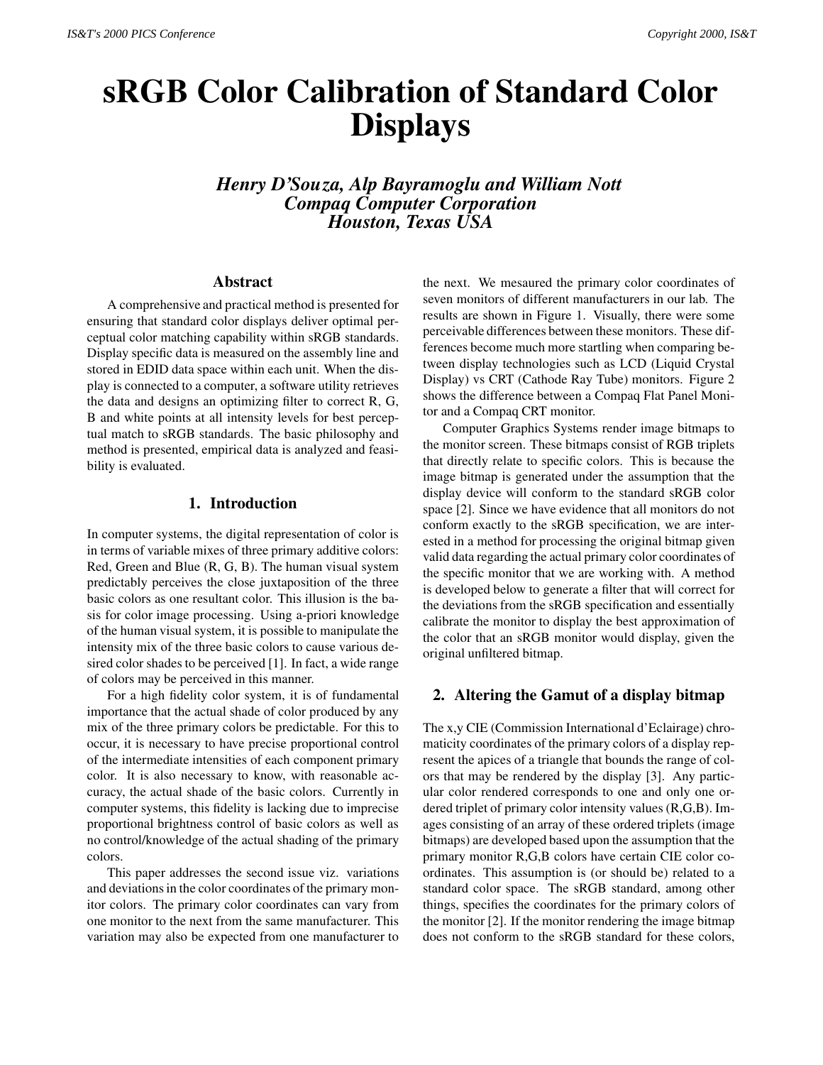# sRGB Color Calibration of Standard Color Displays

***Henry D'Souza, Alp Bayramoglu and William Nott***
***Compaq Computer Corporation***
***Houston, Texas USA***

## Abstract

A comprehensive and practical method is presented for ensuring that standard color displays deliver optimal perceptual color matching capability within sRGB standards. Display specific data is measured on the assembly line and stored in EDID data space within each unit. When the display is connected to a computer, a software utility retrieves the data and designs an optimizing filter to correct R, G, B and white points at all intensity levels for best perceptual match to sRGB standards. The basic philosophy and method is presented, empirical data is analyzed and feasibility is evaluated.

## 1. Introduction

In computer systems, the digital representation of color is in terms of variable mixes of three primary additive colors: Red, Green and Blue (R, G, B). The human visual system predictably perceives the close juxtaposition of the three basic colors as one resultant color. This illusion is the basis for color image processing. Using a-priori knowledge of the human visual system, it is possible to manipulate the intensity mix of the three basic colors to cause various desired color shades to be perceived [1]. In fact, a wide range of colors may be perceived in this manner.

For a high fidelity color system, it is of fundamental importance that the actual shade of color produced by any mix of the three primary colors be predictable. For this to occur, it is necessary to have precise proportional control of the intermediate intensities of each component primary color. It is also necessary to know, with reasonable accuracy, the actual shade of the basic colors. Currently in computer systems, this fidelity is lacking due to imprecise proportional brightness control of basic colors as well as no control/knowledge of the actual shading of the primary colors.

This paper addresses the second issue viz. variations and deviations in the color coordinates of the primary monitor colors. The primary color coordinates can vary from one monitor to the next from the same manufacturer. This variation may also be expected from one manufacturer to the next. We mesaured the primary color coordinates of seven monitors of different manufacturers in our lab. The results are shown in Figure 1. Visually, there were some perceivable differences between these monitors. These differences become much more startling when comparing between display technologies such as LCD (Liquid Crystal Display) vs CRT (Cathode Ray Tube) monitors. Figure 2 shows the difference between a Compaq Flat Panel Monitor and a Compaq CRT monitor.

Computer Graphics Systems render image bitmaps to the monitor screen. These bitmaps consist of RGB triplets that directly relate to specific colors. This is because the image bitmap is generated under the assumption that the display device will conform to the standard sRGB color space [2]. Since we have evidence that all monitors do not conform exactly to the sRGB specification, we are interested in a method for processing the original bitmap given valid data regarding the actual primary color coordinates of the specific monitor that we are working with. A method is developed below to generate a filter that will correct for the deviations from the sRGB specification and essentially calibrate the monitor to display the best approximation of the color that an sRGB monitor would display, given the original unfiltered bitmap.

## 2. Altering the Gamut of a display bitmap

The x,y CIE (Commission International d'Eclairage) chromaticity coordinates of the primary colors of a display represent the apices of a triangle that bounds the range of colors that may be rendered by the display [3]. Any particular color rendered corresponds to one and only one ordered triplet of primary color intensity values (R,G,B). Images consisting of an array of these ordered triplets (image bitmaps) are developed based upon the assumption that the primary monitor R,G,B colors have certain CIE color coordinates. This assumption is (or should be) related to a standard color space. The sRGB standard, among other things, specifies the coordinates for the primary colors of the monitor [2]. If the monitor rendering the image bitmap does not conform to the sRGB standard for these colors,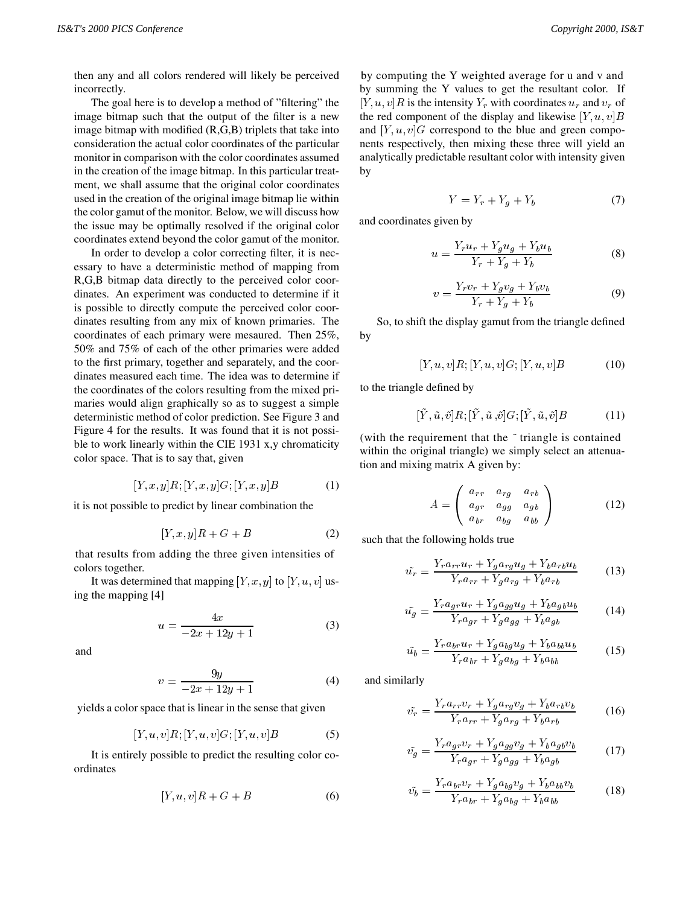then any and all colors rendered will likely be perceived incorrectly.

The goal here is to develop a method of "filtering" the image bitmap such that the output of the filter is a new image bitmap with modified (R,G,B) triplets that take into consideration the actual color coordinates of the particular monitor in comparison with the color coordinates assumed in the creation of the image bitmap. In this particular treatment, we shall assume that the original color coordinates used in the creation of the original image bitmap lie within the color gamut of the monitor. Below, we will discuss how the issue may be optimally resolved if the original color coordinates extend beyond the color gamut of the monitor.

In order to develop a color correcting filter, it is necessary to have a deterministic method of mapping from R,G,B bitmap data directly to the perceived color coordinates. An experiment was conducted to determine if it is possible to directly compute the perceived color coordinates resulting from any mix of known primaries. The coordinates of each primary were mesaured. Then 25%, 50% and 75% of each of the other primaries were added to the first primary, together and separately, and the coordinates measured each time. The idea was to determine if the coordinates of the colors resulting from the mixed primaries would align graphically so as to suggest a simple deterministic method of color prediction. See Figure 3 and Figure 4 for the results. It was found that it is not possible to work linearly within the CIE 1931 x,y chromaticity color space. That is to say that, given

$$[Y,x,y]R; [Y,x,y]G; [Y,x,y]B \tag{1}$$

it is not possible to predict by linear combination the

$$[Y,x,y]R + G + B \tag{2}$$

that results from adding the three given intensities of colors together.

It was determined that mapping $[Y,x,y]$ to $[Y,u,v]$ using the mapping [4]

$$u = \frac{4x}{-2x + 12y + 1} \tag{3}$$

and

$$v = \frac{9y}{-2x + 12y + 1} \tag{4}$$

yields a color space that is linear in the sense that given

$$[Y,u,v]R; [Y,u,v]G; [Y,u,v]B \tag{5}$$

It is entirely possible to predict the resulting color coordinates

$$[Y,u,v]R + G + B \tag{6}$$

by computing the Y weighted average for u and v and by summing the Y values to get the resultant color. If $[Y,u,v]R$ is the intensity $Y_r$ with coordinates $u_r$ and $v_r$ of the red component of the display and likewise $[Y,u,v]B$ and $[Y,u,v]G$ correspond to the blue and green components respectively, then mixing these three will yield an analytically predictable resultant color with intensity given by

$$Y = Y_r + Y_g + Y_b \tag{7}$$

and coordinates given by

$$u = \frac{Y_r u_r + Y_g u_g + Y_b u_b}{Y_r + Y_g + Y_b} \tag{8}$$

$$v = \frac{Y_r v_r + Y_g v_g + Y_b v_b}{Y_r + Y_g + Y_b} \tag{9}$$

So, to shift the display gamut from the triangle defined by

$$[Y,u,v]R; [Y,u,v]G; [Y,u,v]B \tag{10}$$

to the triangle defined by

$$[\tilde{Y},\tilde{u},\tilde{v}]R; [\tilde{Y},\tilde{u},\tilde{v}]G; [\tilde{Y},\tilde{u},\tilde{v}]B \tag{11}$$

(with the requirement that the ˜ triangle is contained within the original triangle) we simply select an attenuation and mixing matrix A given by:

$$A = \begin{pmatrix} a_{rr} & a_{rg} & a_{rb} \\ a_{gr} & a_{gg} & a_{gb} \\ a_{br} & a_{bg} & a_{bb} \end{pmatrix} \tag{12}$$

such that the following holds true

$$\tilde{u_r} = \frac{Y_r a_{rr} u_r + Y_g a_{rg} u_g + Y_b a_{rb} u_b}{Y_r a_{rr} + Y_g a_{rg} + Y_b a_{rb}} \tag{13}$$

$$\tilde{u_g} = \frac{Y_r a_{gr} u_r + Y_g a_{gg} u_g + Y_b a_{gb} u_b}{Y_r a_{gr} + Y_g a_{gg} + Y_b a_{gb}} \tag{14}$$

$$\tilde{u_b} = \frac{Y_r a_{br} u_r + Y_g a_{bg} u_g + Y_b a_{bb} u_b}{Y_r a_{br} + Y_g a_{bg} + Y_b a_{bb}} \tag{15}$$

and similarly

$$\tilde{v_r} = \frac{Y_r a_{rr} v_r + Y_g a_{rg} v_g + Y_b a_{rb} v_b}{Y_r a_{rr} + Y_g a_{rg} + Y_b a_{rb}} \tag{16}$$

$$\tilde{v_g} = \frac{Y_r a_{gr} v_r + Y_g a_{gg} v_g + Y_b a_{gb} v_b}{Y_r a_{gr} + Y_g a_{gg} + Y_b a_{gb}} \tag{17}$$

$$\tilde{v_b} = \frac{Y_r a_{br} v_r + Y_g a_{bg} v_g + Y_b a_{bb} v_b}{Y_r a_{br} + Y_g a_{bg} + Y_b a_{bb}} \tag{18}$$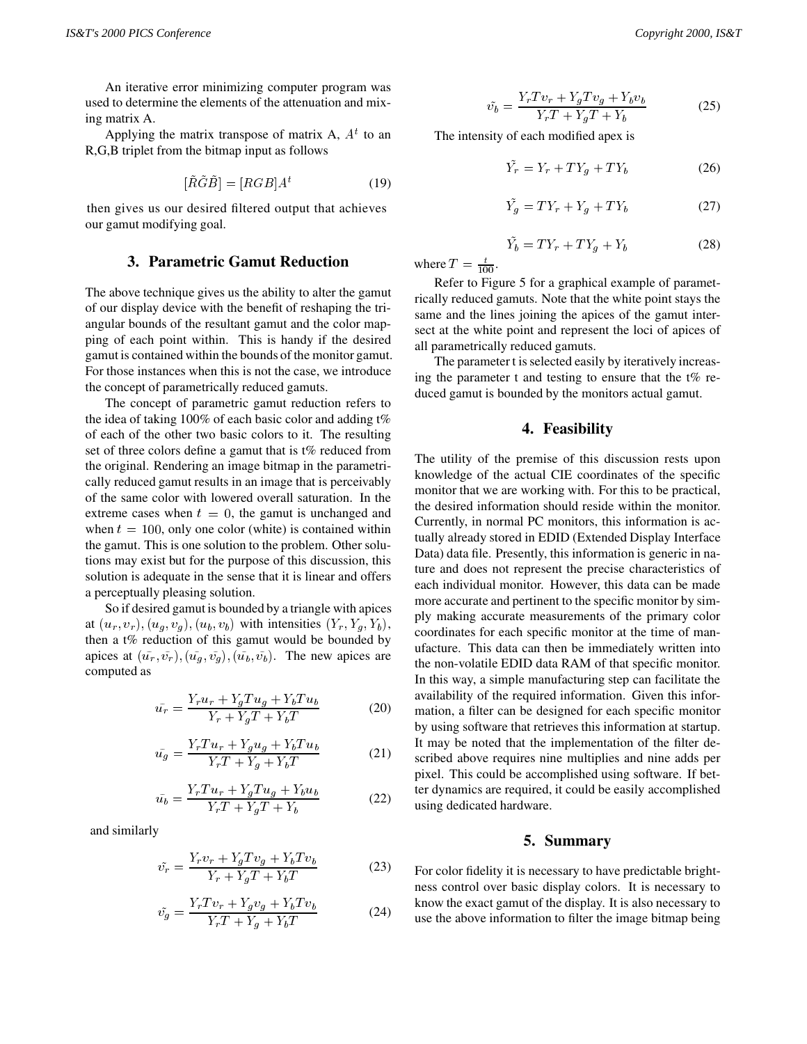An iterative error minimizing computer program was used to determine the elements of the attenuation and mixing matrix A.

Applying the matrix transpose of matrix A, $A^t$ to an R,G,B triplet from the bitmap input as follows

$$[\tilde{R}\tilde{G}\tilde{B}] = [RGB]A^t \tag{19}$$

then gives us our desired filtered output that achieves our gamut modifying goal.

## 3. Parametric Gamut Reduction

The above technique gives us the ability to alter the gamut of our display device with the benefit of reshaping the triangular bounds of the resultant gamut and the color mapping of each point within. This is handy if the desired gamut is contained within the bounds of the monitor gamut. For those instances when this is not the case, we introduce the concept of parametrically reduced gamuts.

The concept of parametric gamut reduction refers to the idea of taking 100% of each basic color and adding t% of each of the other two basic colors to it. The resulting set of three colors define a gamut that is t% reduced from the original. Rendering an image bitmap in the parametrically reduced gamut results in an image that is perceivably of the same color with lowered overall saturation. In the extreme cases when $t = 0$, the gamut is unchanged and when $t = 100$, only one color (white) is contained within the gamut. This is one solution to the problem. Other solutions may exist but for the purpose of this discussion, this solution is adequate in the sense that it is linear and offers a perceptually pleasing solution.

So if desired gamut is bounded by a triangle with apices at $(u_r, v_r), (u_g, v_g), (u_b, v_b)$ with intensities $(Y_r, Y_g, Y_b)$, then a t% reduction of this gamut would be bounded by apices at $(\bar{u_r}, \bar{v_r}), (\bar{u_g}, \bar{v_g}), (\bar{u_b}, \bar{v_b})$. The new apices are computed as

$$\bar{u_r} = \frac{Y_r u_r + Y_g T u_g + Y_b T u_b}{Y_r + Y_g T + Y_b T} \tag{20}$$

$$\bar{u_g} = \frac{Y_r T u_r + Y_g u_g + Y_b T u_b}{Y_r T + Y_g + Y_b T} \tag{21}$$

$$\bar{u_b} = \frac{Y_r T u_r + Y_g T u_g + Y_b u_b}{Y_r T + Y_g T + Y_b} \tag{22}$$

and similarly

$$\tilde{v_r} = \frac{Y_r v_r + Y_g T v_g + Y_b T v_b}{Y_r + Y_g T + Y_b T} \tag{23}$$

$$\tilde{v_g} = \frac{Y_r T v_r + Y_g v_g + Y_b T v_b}{Y_r T + Y_g + Y_b T} \tag{24}$$

$$\tilde{v_b} = \frac{Y_r T v_r + Y_g T v_g + Y_b v_b}{Y_r T + Y_g T + Y_b} \tag{25}$$

The intensity of each modified apex is

$$\tilde{Y_r} = Y_r + T Y_g + T Y_b \tag{26}$$

$$\tilde{Y_g} = T Y_r + Y_g + T Y_b \tag{27}$$

$$\tilde{Y_b} = T Y_r + T Y_g + Y_b \tag{28}$$

where $T = \frac{t}{100}$.

Refer to Figure 5 for a graphical example of parametrically reduced gamuts. Note that the white point stays the same and the lines joining the apices of the gamut intersect at the white point and represent the loci of apices of all parametrically reduced gamuts.

The parameter t is selected easily by iteratively increasing the parameter t and testing to ensure that the t% reduced gamut is bounded by the monitors actual gamut.

## 4. Feasibility

The utility of the premise of this discussion rests upon knowledge of the actual CIE coordinates of the specific monitor that we are working with. For this to be practical, the desired information should reside within the monitor. Currently, in normal PC monitors, this information is actually already stored in EDID (Extended Display Interface Data) data file. Presently, this information is generic in nature and does not represent the precise characteristics of each individual monitor. However, this data can be made more accurate and pertinent to the specific monitor by simply making accurate measurements of the primary color coordinates for each specific monitor at the time of manufacture. This data can then be immediately written into the non-volatile EDID data RAM of that specific monitor. In this way, a simple manufacturing step can facilitate the availability of the required information. Given this information, a filter can be designed for each specific monitor by using software that retrieves this information at startup. It may be noted that the implementation of the filter described above requires nine multiplies and nine adds per pixel. This could be accomplished using software. If better dynamics are required, it could be easily accomplished using dedicated hardware.

## 5. Summary

For color fidelity it is necessary to have predictable brightness control over basic display colors. It is necessary to know the exact gamut of the display. It is also necessary to use the above information to filter the image bitmap being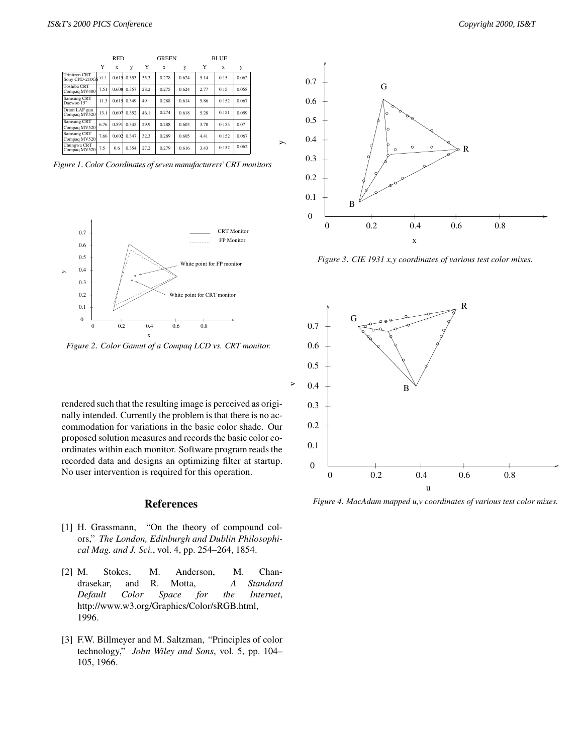| | RED | | | GREEN | | | BLUE | | |
|---|---|---|---|---|---|---|---|---|---|
| | Y | x | y | Y | x | y | Y | x | y |
| Trinitron CRT Sony CPD-210GS | 13.2 | 0.615 | 0.353 | 35.3 | 0.278 | 0.624 | 5.14 | 0.15 | 0.062 |
| Toshiba CRT Compaq MV400 | 7.51 | 0.608 | 0.357 | 28.2 | 0.275 | 0.624 | 2.77 | 0.15 | 0.058 |
| Samsung CRT Daewoo 15" | 11.3 | 0.615 | 0.349 | 49 | 0.288 | 0.614 | 5.86 | 0.152 | 0.067 |
| Orion LAF gun Compaq MV520 | 13.1 | 0.607 | 0.352 | 46.1 | 0.274 | 0.618 | 5.28 | 0.151 | 0.059 |
| Samsung CRT Compaq MV520 | 6.76 | 0.591 | 0.345 | 29.9 | 0.288 | 0.603 | 3.78 | 0.153 | 0.07 |
| Samsung CRT Compaq MV520 | 7.66 | 0.602 | 0.347 | 32.3 | 0.289 | 0.605 | 4.41 | 0.152 | 0.067 |
| Chungwa CRT Compaq MV520 | 7.5 | 0.6 | 0.354 | 27.2 | 0.279 | 0.616 | 3.43 | 0.152 | 0.062 |

*Figure 1. Color Coordinates of seven manufacturers' CRT monitors*

*Figure 2. Color Gamut of a Compaq LCD vs. CRT monitor.*

rendered such that the resulting image is perceived as originally intended. Currently the problem is that there is no accommodation for variations in the basic color shade. Our proposed solution measures and records the basic color coordinates within each monitor. Software program reads the recorded data and designs an optimizing filter at startup. No user intervention is required for this operation.

*Figure 3. CIE 1931 x,y coordinates of various test color mixes.*

*Figure 4. MacAdam mapped u,v coordinates of various test color mixes.*

## References

[1] H. Grassmann, "On the theory of compound colors," *The London, Edinburgh and Dublin Philosophical Mag. and J. Sci.*, vol. 4, pp. 254–264, 1854.

[2] M. Stokes, M. Anderson, M. Chandrasekar, and R. Motta, *A Standard Default Color Space for the Internet*, http://www.w3.org/Graphics/Color/sRGB.html, 1996.

[3] F.W. Billmeyer and M. Saltzman, "Principles of color technology," *John Wiley and Sons*, vol. 5, pp. 104–105, 1966.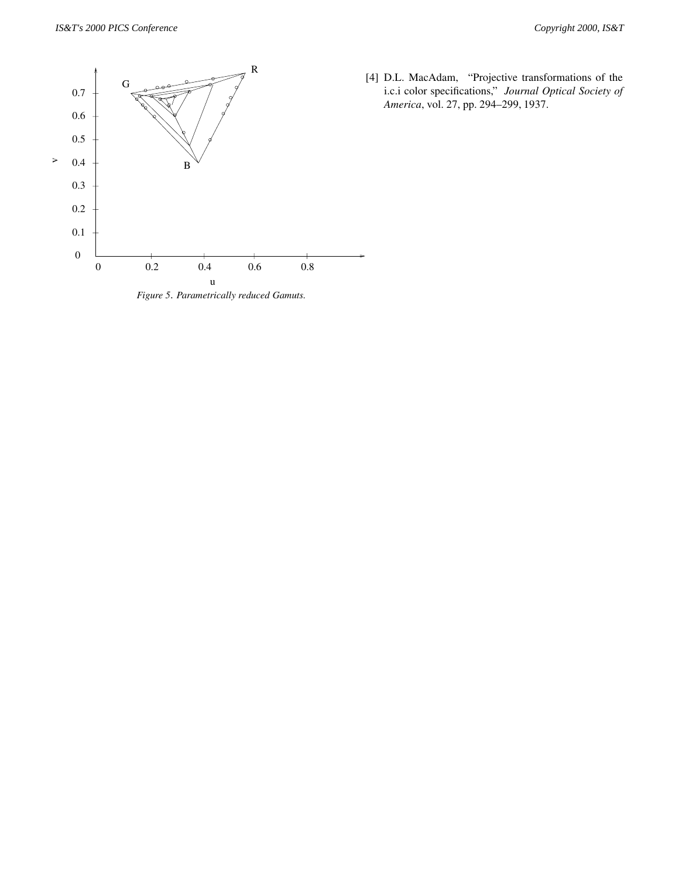R

G

B

0.7

0.6

0.5

0.4

0.3

0.2

0.1

0

v

0 0.2 0.4 0.6 0.8

u

*Figure 5. Parametrically reduced Gamuts.*

[4] D.L. MacAdam, "Projective transformations of the i.c.i color specifications," *Journal Optical Society of America*, vol. 27, pp. 294–299, 1937.